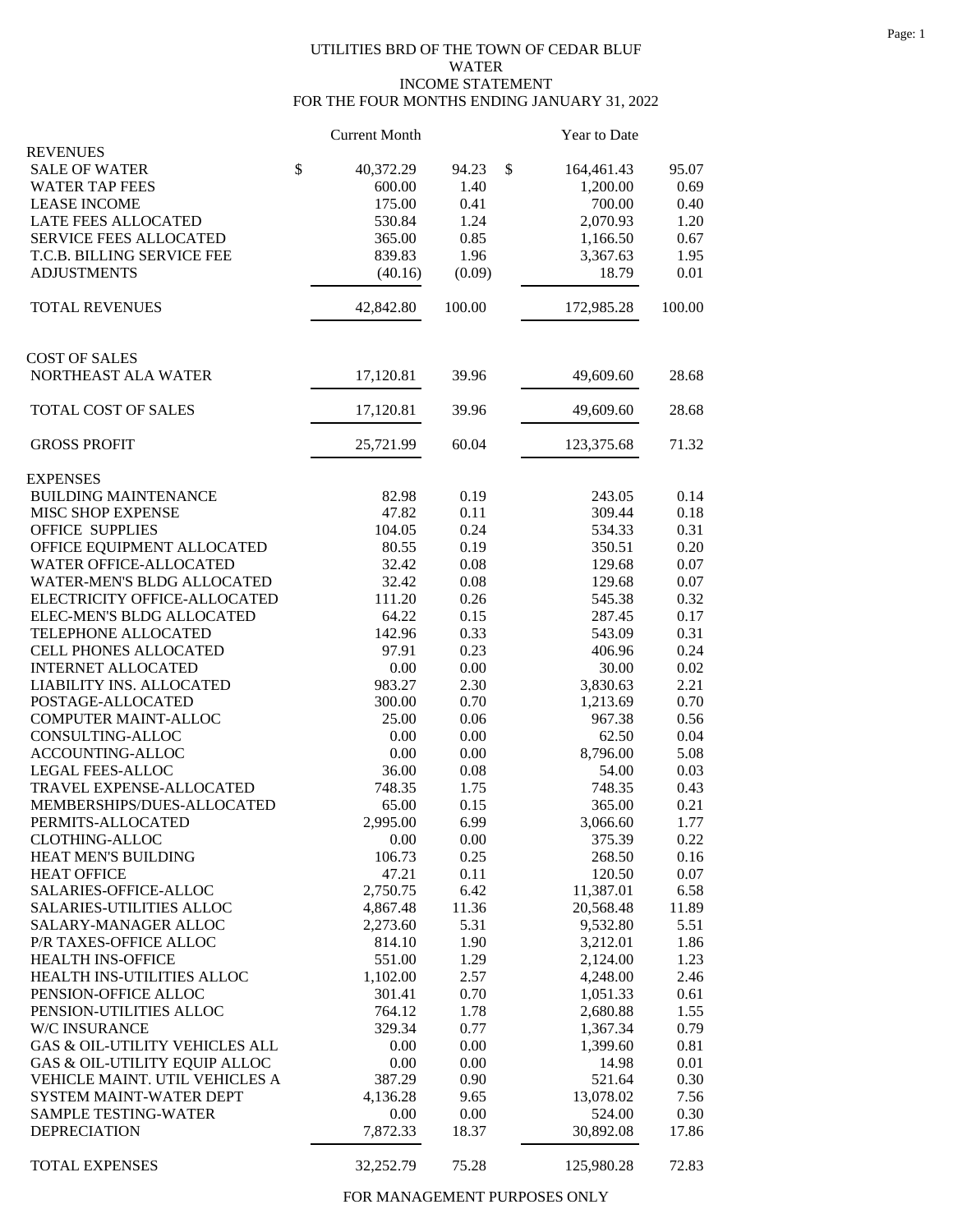# UTILITIES BRD OF THE TOWN OF CEDAR BLUF

## WATER

## INCOME STATEMENT

## FOR THE FOUR MONTHS ENDING JANUARY 31, 2022

| | Current Month | | Year to Date | |
|---|---|---|---|---|
| **REVENUES** | | | | |
| SALE OF WATER | $ 40,372.29 | 94.23 | $ 164,461.43 | 95.07 |
| WATER TAP FEES | 600.00 | 1.40 | 1,200.00 | 0.69 |
| LEASE INCOME | 175.00 | 0.41 | 700.00 | 0.40 |
| LATE FEES ALLOCATED | 530.84 | 1.24 | 2,070.93 | 1.20 |
| SERVICE FEES ALLOCATED | 365.00 | 0.85 | 1,166.50 | 0.67 |
| T.C.B. BILLING SERVICE FEE | 839.83 | 1.96 | 3,367.63 | 1.95 |
| ADJUSTMENTS | (40.16) | (0.09) | 18.79 | 0.01 |
| TOTAL REVENUES | 42,842.80 | 100.00 | 172,985.28 | 100.00 |
| **COST OF SALES** | | | | |
| NORTHEAST ALA WATER | 17,120.81 | 39.96 | 49,609.60 | 28.68 |
| TOTAL COST OF SALES | 17,120.81 | 39.96 | 49,609.60 | 28.68 |
| GROSS PROFIT | 25,721.99 | 60.04 | 123,375.68 | 71.32 |
| **EXPENSES** | | | | |
| BUILDING MAINTENANCE | 82.98 | 0.19 | 243.05 | 0.14 |
| MISC SHOP EXPENSE | 47.82 | 0.11 | 309.44 | 0.18 |
| OFFICE SUPPLIES | 104.05 | 0.24 | 534.33 | 0.31 |
| OFFICE EQUIPMENT ALLOCATED | 80.55 | 0.19 | 350.51 | 0.20 |
| WATER OFFICE-ALLOCATED | 32.42 | 0.08 | 129.68 | 0.07 |
| WATER-MEN'S BLDG ALLOCATED | 32.42 | 0.08 | 129.68 | 0.07 |
| ELECTRICITY OFFICE-ALLOCATED | 111.20 | 0.26 | 545.38 | 0.32 |
| ELEC-MEN'S BLDG ALLOCATED | 64.22 | 0.15 | 287.45 | 0.17 |
| TELEPHONE ALLOCATED | 142.96 | 0.33 | 543.09 | 0.31 |
| CELL PHONES ALLOCATED | 97.91 | 0.23 | 406.96 | 0.24 |
| INTERNET ALLOCATED | 0.00 | 0.00 | 30.00 | 0.02 |
| LIABILITY INS. ALLOCATED | 983.27 | 2.30 | 3,830.63 | 2.21 |
| POSTAGE-ALLOCATED | 300.00 | 0.70 | 1,213.69 | 0.70 |
| COMPUTER MAINT-ALLOC | 25.00 | 0.06 | 967.38 | 0.56 |
| CONSULTING-ALLOC | 0.00 | 0.00 | 62.50 | 0.04 |
| ACCOUNTING-ALLOC | 0.00 | 0.00 | 8,796.00 | 5.08 |
| LEGAL FEES-ALLOC | 36.00 | 0.08 | 54.00 | 0.03 |
| TRAVEL EXPENSE-ALLOCATED | 748.35 | 1.75 | 748.35 | 0.43 |
| MEMBERSHIPS/DUES-ALLOCATED | 65.00 | 0.15 | 365.00 | 0.21 |
| PERMITS-ALLOCATED | 2,995.00 | 6.99 | 3,066.60 | 1.77 |
| CLOTHING-ALLOC | 0.00 | 0.00 | 375.39 | 0.22 |
| HEAT MEN'S BUILDING | 106.73 | 0.25 | 268.50 | 0.16 |
| HEAT OFFICE | 47.21 | 0.11 | 120.50 | 0.07 |
| SALARIES-OFFICE-ALLOC | 2,750.75 | 6.42 | 11,387.01 | 6.58 |
| SALARIES-UTILITIES ALLOC | 4,867.48 | 11.36 | 20,568.48 | 11.89 |
| SALARY-MANAGER ALLOC | 2,273.60 | 5.31 | 9,532.80 | 5.51 |
| P/R TAXES-OFFICE ALLOC | 814.10 | 1.90 | 3,212.01 | 1.86 |
| HEALTH INS-OFFICE | 551.00 | 1.29 | 2,124.00 | 1.23 |
| HEALTH INS-UTILITIES ALLOC | 1,102.00 | 2.57 | 4,248.00 | 2.46 |
| PENSION-OFFICE ALLOC | 301.41 | 0.70 | 1,051.33 | 0.61 |
| PENSION-UTILITIES ALLOC | 764.12 | 1.78 | 2,680.88 | 1.55 |
| W/C INSURANCE | 329.34 | 0.77 | 1,367.34 | 0.79 |
| GAS & OIL-UTILITY VEHICLES ALL | 0.00 | 0.00 | 1,399.60 | 0.81 |
| GAS & OIL-UTILITY EQUIP ALLOC | 0.00 | 0.00 | 14.98 | 0.01 |
| VEHICLE MAINT. UTIL VEHICLES A | 387.29 | 0.90 | 521.64 | 0.30 |
| SYSTEM MAINT-WATER DEPT | 4,136.28 | 9.65 | 13,078.02 | 7.56 |
| SAMPLE TESTING-WATER | 0.00 | 0.00 | 524.00 | 0.30 |
| DEPRECIATION | 7,872.33 | 18.37 | 30,892.08 | 17.86 |
| TOTAL EXPENSES | 32,252.79 | 75.28 | 125,980.28 | 72.83 |

FOR MANAGEMENT PURPOSES ONLY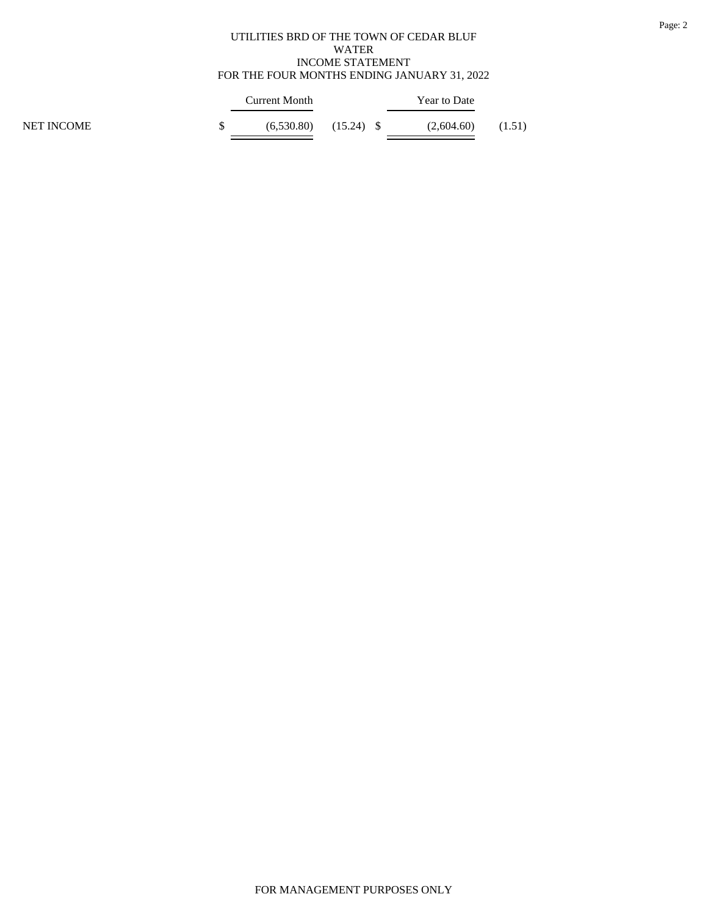UTILITIES BRD OF THE TOWN OF CEDAR BLUF
WATER
INCOME STATEMENT
FOR THE FOUR MONTHS ENDING JANUARY 31, 2022

| | Current Month | | Year to Date | |
|---|---|---|---|---|
| NET INCOME | $ (6,530.80) | (15.24) | $ (2,604.60) | (1.51) |

FOR MANAGEMENT PURPOSES ONLY